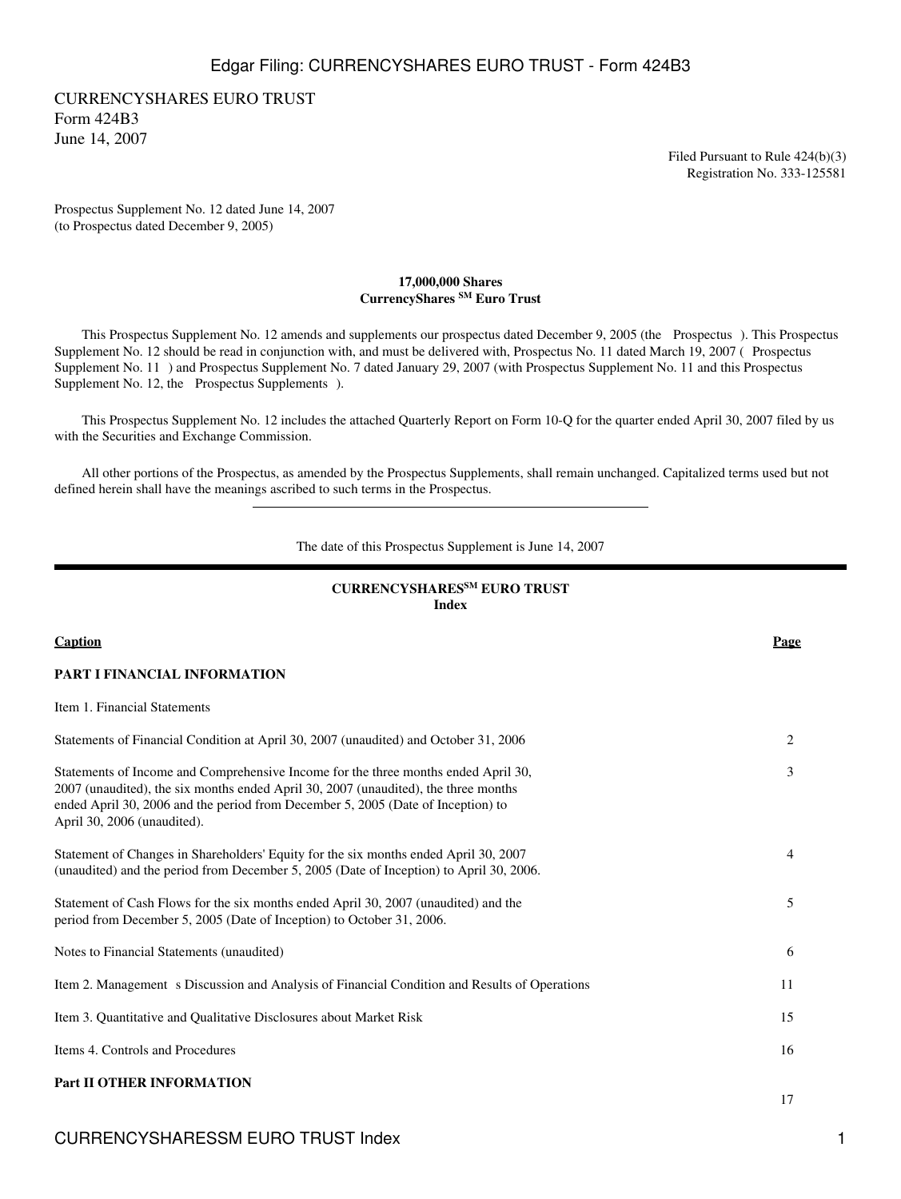CURRENCYSHARES EURO TRUST
Form 424B3
June 14, 2007

Filed Pursuant to Rule 424(b)(3)
Registration No. 333-125581

Prospectus Supplement No. 12 dated June 14, 2007
(to Prospectus dated December 9, 2005)

**17,000,000 Shares**
**CurrencyShares SM Euro Trust**

This Prospectus Supplement No. 12 amends and supplements our prospectus dated December 9, 2005 (the Prospectus ). This Prospectus Supplement No. 12 should be read in conjunction with, and must be delivered with, Prospectus No. 11 dated March 19, 2007 ( Prospectus Supplement No. 11 ) and Prospectus Supplement No. 7 dated January 29, 2007 (with Prospectus Supplement No. 11 and this Prospectus Supplement No. 12, the Prospectus Supplements ).

This Prospectus Supplement No. 12 includes the attached Quarterly Report on Form 10-Q for the quarter ended April 30, 2007 filed by us with the Securities and Exchange Commission.

All other portions of the Prospectus, as amended by the Prospectus Supplements, shall remain unchanged. Capitalized terms used but not defined herein shall have the meanings ascribed to such terms in the Prospectus.

---

The date of this Prospectus Supplement is June 14, 2007

---

**CURRENCYSHARES[SM] EURO TRUST**
**Index**

| Caption | Page |
|---|---|
| **PART I FINANCIAL INFORMATION** | |
| Item 1. Financial Statements | |
| Statements of Financial Condition at April 30, 2007 (unaudited) and October 31, 2006 | 2 |
| Statements of Income and Comprehensive Income for the three months ended April 30, 2007 (unaudited), the six months ended April 30, 2007 (unaudited), the three months ended April 30, 2006 and the period from December 5, 2005 (Date of Inception) to April 30, 2006 (unaudited). | 3 |
| Statement of Changes in Shareholders' Equity for the six months ended April 30, 2007 (unaudited) and the period from December 5, 2005 (Date of Inception) to April 30, 2006. | 4 |
| Statement of Cash Flows for the six months ended April 30, 2007 (unaudited) and the period from December 5, 2005 (Date of Inception) to October 31, 2006. | 5 |
| Notes to Financial Statements (unaudited) | 6 |
| Item 2. Management s Discussion and Analysis of Financial Condition and Results of Operations | 11 |
| Item 3. Quantitative and Qualitative Disclosures about Market Risk | 15 |
| Items 4. Controls and Procedures | 16 |
| **Part II OTHER INFORMATION** | 17 |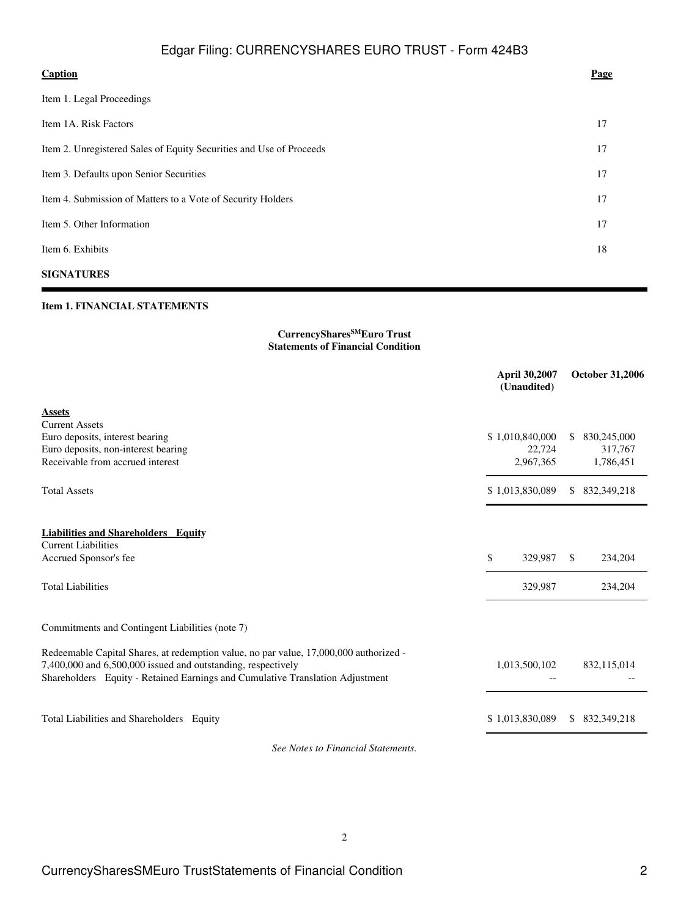| Caption | Page |
|---|---|
| Item 1. Legal Proceedings | |
| Item 1A. Risk Factors | 17 |
| Item 2. Unregistered Sales of Equity Securities and Use of Proceeds | 17 |
| Item 3. Defaults upon Senior Securities | 17 |
| Item 4. Submission of Matters to a Vote of Security Holders | 17 |
| Item 5. Other Information | 17 |
| Item 6. Exhibits | 18 |
| **SIGNATURES** | |

**Item 1. FINANCIAL STATEMENTS**

**CurrencyShares[SM] Euro Trust**
**Statements of Financial Condition**

| | April 30,2007 (Unaudited) | October 31,2006 |
|---|---|---|
| **Assets** | | |
| Current Assets | | |
| Euro deposits, interest bearing | $ 1,010,840,000 | $ 830,245,000 |
| Euro deposits, non-interest bearing | 22,724 | 317,767 |
| Receivable from accrued interest | 2,967,365 | 1,786,451 |
| Total Assets | $ 1,013,830,089 | $ 832,349,218 |
| **Liabilities and Shareholders Equity** | | |
| Current Liabilities | | |
| Accrued Sponsor's fee | $ 329,987 | $ 234,204 |
| Total Liabilities | 329,987 | 234,204 |
| Commitments and Contingent Liabilities (note 7) | | |
| Redeemable Capital Shares, at redemption value, no par value, 17,000,000 authorized - 7,400,000 and 6,500,000 issued and outstanding, respectively | 1,013,500,102 | 832,115,014 |
| Shareholders Equity - Retained Earnings and Cumulative Translation Adjustment | -- | -- |
| Total Liabilities and Shareholders Equity | $ 1,013,830,089 | $ 832,349,218 |

*See Notes to Financial Statements.*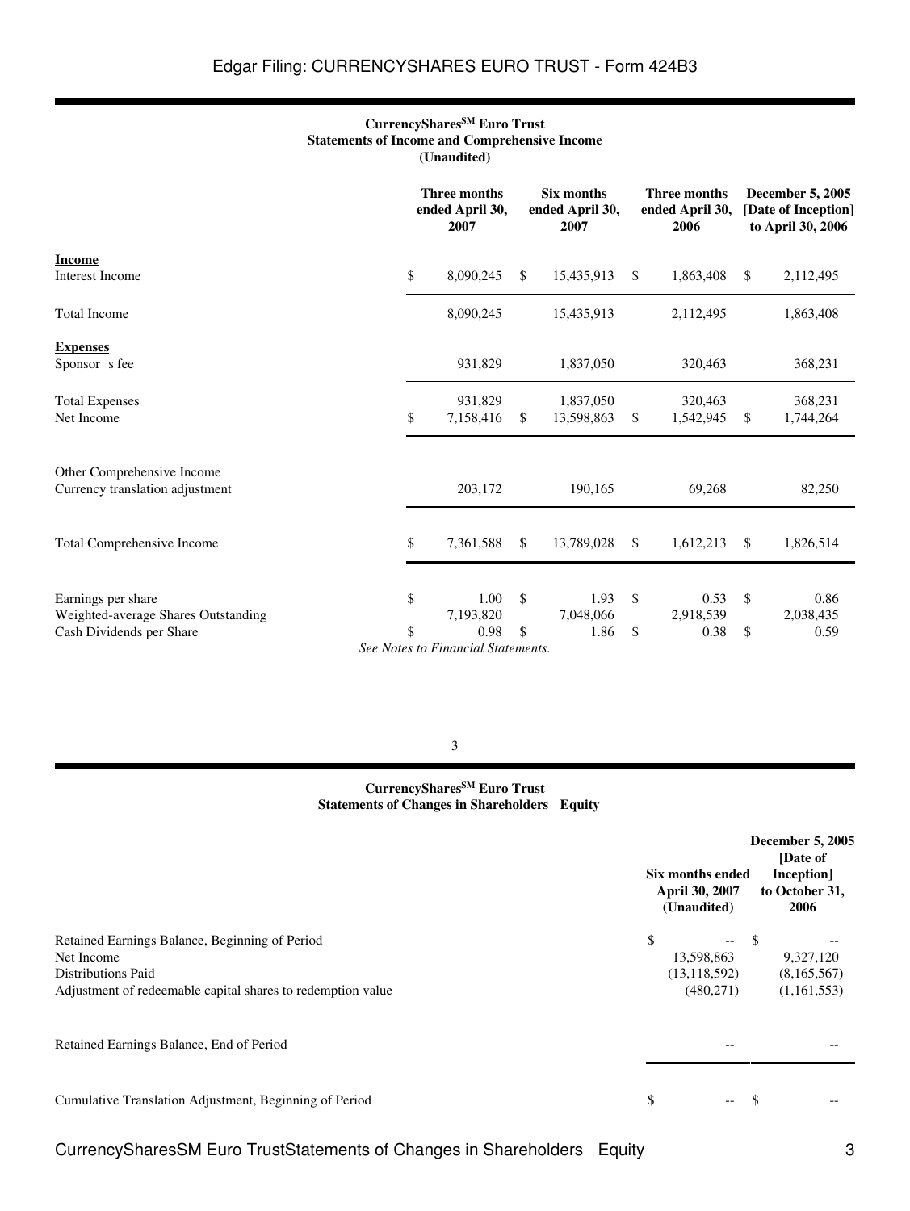**CurrencyShares[SM] Euro Trust**
**Statements of Income and Comprehensive Income**
**(Unaudited)**

| | Three months ended April 30, 2007 | Six months ended April 30, 2007 | Three months ended April 30, 2006 | December 5, 2005 [Date of Inception] to April 30, 2006 |
|---|---|---|---|---|
| **Income** | | | | |
| Interest Income | $ 8,090,245 | $ 15,435,913 | $ 1,863,408 | $ 2,112,495 |
| Total Income | 8,090,245 | 15,435,913 | 2,112,495 | 1,863,408 |
| **Expenses** | | | | |
| Sponsor s fee | 931,829 | 1,837,050 | 320,463 | 368,231 |
| Total Expenses | 931,829 | 1,837,050 | 320,463 | 368,231 |
| Net Income | $ 7,158,416 | $ 13,598,863 | $ 1,542,945 | $ 1,744,264 |
| Other Comprehensive Income | | | | |
| Currency translation adjustment | 203,172 | 190,165 | 69,268 | 82,250 |
| Total Comprehensive Income | $ 7,361,588 | $ 13,789,028 | $ 1,612,213 | $ 1,826,514 |
| Earnings per share | $ 1.00 | $ 1.93 | $ 0.53 | $ 0.86 |
| Weighted-average Shares Outstanding | 7,193,820 | 7,048,066 | 2,918,539 | 2,038,435 |
| Cash Dividends per Share | $ 0.98 | $ 1.86 | $ 0.38 | $ 0.59 |

*See Notes to Financial Statements.*

**CurrencyShares[SM] Euro Trust**
**Statements of Changes in Shareholders Equity**

| | Six months ended April 30, 2007 (Unaudited) | December 5, 2005 [Date of Inception] to October 31, 2006 |
|---|---|---|
| Retained Earnings Balance, Beginning of Period | $ -- | $ -- |
| Net Income | 13,598,863 | 9,327,120 |
| Distributions Paid | (13,118,592) | (8,165,567) |
| Adjustment of redeemable capital shares to redemption value | (480,271) | (1,161,553) |
| Retained Earnings Balance, End of Period | -- | -- |
| Cumulative Translation Adjustment, Beginning of Period | $ -- | $ -- |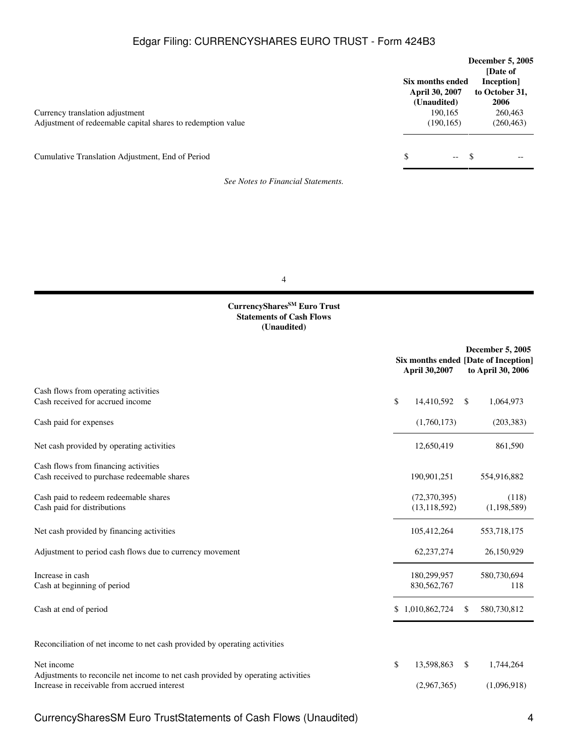| | Six months ended April 30, 2007 (Unaudited) | December 5, 2005 [Date of Inception] to October 31, 2006 |
|---|---|---|
| Currency translation adjustment | 190,165 | 260,463 |
| Adjustment of redeemable capital shares to redemption value | (190,165) | (260,463) |
| Cumulative Translation Adjustment, End of Period | $ -- | $ -- |

*See Notes to Financial Statements.*

**CurrencyShares[SM] Euro Trust**
**Statements of Cash Flows**
**(Unaudited)**

| | Six months ended April 30,2007 | December 5, 2005 [Date of Inception] to April 30, 2006 |
|---|---|---|
| Cash flows from operating activities | | |
| Cash received for accrued income | $ 14,410,592 | $ 1,064,973 |
| Cash paid for expenses | (1,760,173) | (203,383) |
| Net cash provided by operating activities | 12,650,419 | 861,590 |
| Cash flows from financing activities | | |
| Cash received to purchase redeemable shares | 190,901,251 | 554,916,882 |
| Cash paid to redeem redeemable shares | (72,370,395) | (118) |
| Cash paid for distributions | (13,118,592) | (1,198,589) |
| Net cash provided by financing activities | 105,412,264 | 553,718,175 |
| Adjustment to period cash flows due to currency movement | 62,237,274 | 26,150,929 |
| Increase in cash | 180,299,957 | 580,730,694 |
| Cash at beginning of period | 830,562,767 | 118 |
| Cash at end of period | $ 1,010,862,724 | $ 580,730,812 |
| Reconciliation of net income to net cash provided by operating activities | | |
| Net income | $ 13,598,863 | $ 1,744,264 |
| Adjustments to reconcile net income to net cash provided by operating activities | | |
| Increase in receivable from accrued interest | (2,967,365) | (1,096,918) |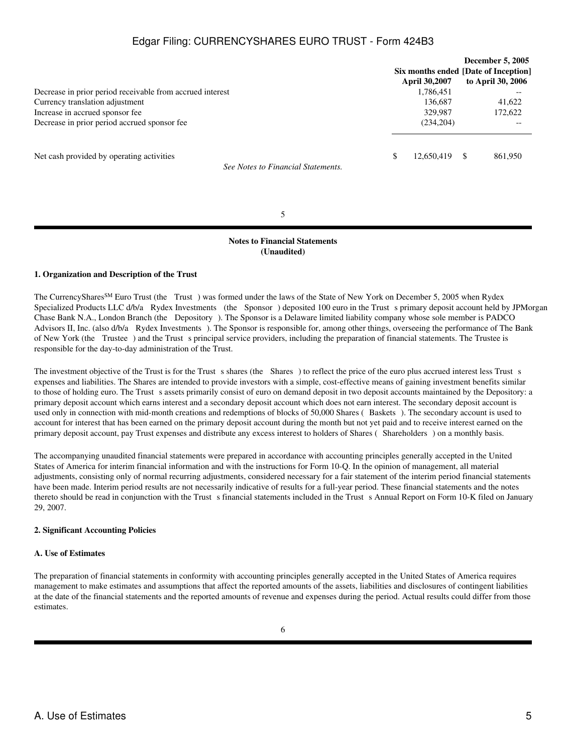| | Six months ended April 30,2007 | December 5, 2005 [Date of Inception] to April 30, 2006 |
|---|---|---|
| Decrease in prior period receivable from accrued interest | 1,786,451 | -- |
| Currency translation adjustment | 136,687 | 41,622 |
| Increase in accrued sponsor fee | 329,987 | 172,622 |
| Decrease in prior period accrued sponsor fee | (234,204) | -- |
| Net cash provided by operating activities | $ 12,650,419 | $ 861,950 |

*See Notes to Financial Statements.*

**Notes to Financial Statements**
**(Unaudited)**

**1. Organization and Description of the Trust**

The CurrencyShares[SM] Euro Trust (the Trust ) was formed under the laws of the State of New York on December 5, 2005 when Rydex Specialized Products LLC d/b/a Rydex Investments (the Sponsor ) deposited 100 euro in the Trust s primary deposit account held by JPMorgan Chase Bank N.A., London Branch (the Depository ). The Sponsor is a Delaware limited liability company whose sole member is PADCO Advisors II, Inc. (also d/b/a Rydex Investments ). The Sponsor is responsible for, among other things, overseeing the performance of The Bank of New York (the Trustee ) and the Trust s principal service providers, including the preparation of financial statements. The Trustee is responsible for the day-to-day administration of the Trust.

The investment objective of the Trust is for the Trust s shares (the Shares ) to reflect the price of the euro plus accrued interest less Trust s expenses and liabilities. The Shares are intended to provide investors with a simple, cost-effective means of gaining investment benefits similar to those of holding euro. The Trust s assets primarily consist of euro on demand deposit in two deposit accounts maintained by the Depository: a primary deposit account which earns interest and a secondary deposit account which does not earn interest. The secondary deposit account is used only in connection with mid-month creations and redemptions of blocks of 50,000 Shares ( Baskets ). The secondary account is used to account for interest that has been earned on the primary deposit account during the month but not yet paid and to receive interest earned on the primary deposit account, pay Trust expenses and distribute any excess interest to holders of Shares ( Shareholders ) on a monthly basis.

The accompanying unaudited financial statements were prepared in accordance with accounting principles generally accepted in the United States of America for interim financial information and with the instructions for Form 10-Q. In the opinion of management, all material adjustments, consisting only of normal recurring adjustments, considered necessary for a fair statement of the interim period financial statements have been made. Interim period results are not necessarily indicative of results for a full-year period. These financial statements and the notes thereto should be read in conjunction with the Trust s financial statements included in the Trust s Annual Report on Form 10-K filed on January 29, 2007.

**2. Significant Accounting Policies**

**A. Use of Estimates**

The preparation of financial statements in conformity with accounting principles generally accepted in the United States of America requires management to make estimates and assumptions that affect the reported amounts of the assets, liabilities and disclosures of contingent liabilities at the date of the financial statements and the reported amounts of revenue and expenses during the period. Actual results could differ from those estimates.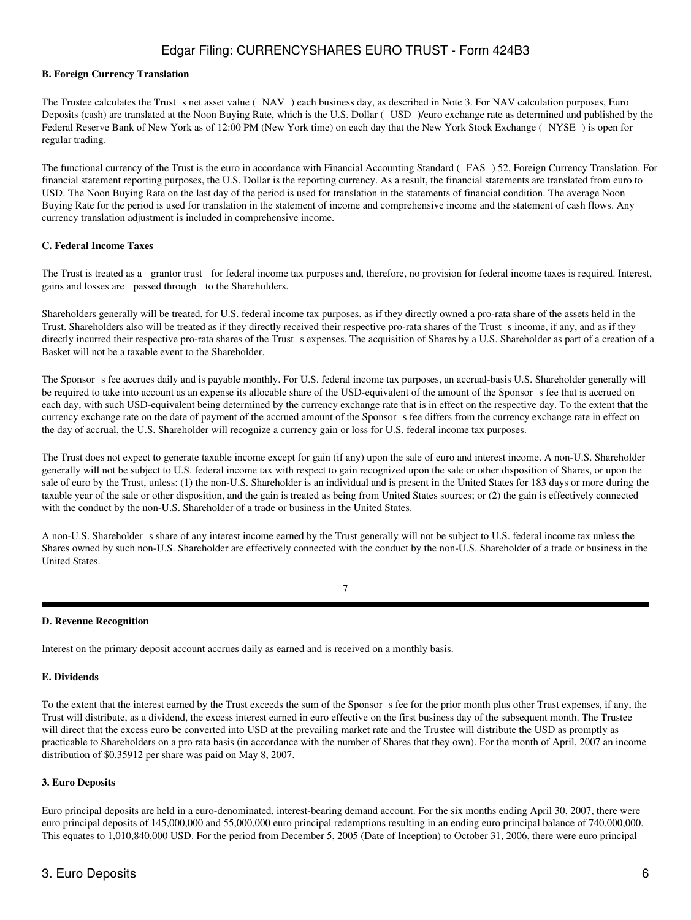**B. Foreign Currency Translation**

The Trustee calculates the Trust s net asset value ( NAV ) each business day, as described in Note 3. For NAV calculation purposes, Euro Deposits (cash) are translated at the Noon Buying Rate, which is the U.S. Dollar ( USD )/euro exchange rate as determined and published by the Federal Reserve Bank of New York as of 12:00 PM (New York time) on each day that the New York Stock Exchange ( NYSE ) is open for regular trading.

The functional currency of the Trust is the euro in accordance with Financial Accounting Standard ( FAS ) 52, Foreign Currency Translation. For financial statement reporting purposes, the U.S. Dollar is the reporting currency. As a result, the financial statements are translated from euro to USD. The Noon Buying Rate on the last day of the period is used for translation in the statements of financial condition. The average Noon Buying Rate for the period is used for translation in the statement of income and comprehensive income and the statement of cash flows. Any currency translation adjustment is included in comprehensive income.

**C. Federal Income Taxes**

The Trust is treated as a grantor trust for federal income tax purposes and, therefore, no provision for federal income taxes is required. Interest, gains and losses are passed through to the Shareholders.

Shareholders generally will be treated, for U.S. federal income tax purposes, as if they directly owned a pro-rata share of the assets held in the Trust. Shareholders also will be treated as if they directly received their respective pro-rata shares of the Trust s income, if any, and as if they directly incurred their respective pro-rata shares of the Trust s expenses. The acquisition of Shares by a U.S. Shareholder as part of a creation of a Basket will not be a taxable event to the Shareholder.

The Sponsor s fee accrues daily and is payable monthly. For U.S. federal income tax purposes, an accrual-basis U.S. Shareholder generally will be required to take into account as an expense its allocable share of the USD-equivalent of the amount of the Sponsor s fee that is accrued on each day, with such USD-equivalent being determined by the currency exchange rate that is in effect on the respective day. To the extent that the currency exchange rate on the date of payment of the accrued amount of the Sponsor s fee differs from the currency exchange rate in effect on the day of accrual, the U.S. Shareholder will recognize a currency gain or loss for U.S. federal income tax purposes.

The Trust does not expect to generate taxable income except for gain (if any) upon the sale of euro and interest income. A non-U.S. Shareholder generally will not be subject to U.S. federal income tax with respect to gain recognized upon the sale or other disposition of Shares, or upon the sale of euro by the Trust, unless: (1) the non-U.S. Shareholder is an individual and is present in the United States for 183 days or more during the taxable year of the sale or other disposition, and the gain is treated as being from United States sources; or (2) the gain is effectively connected with the conduct by the non-U.S. Shareholder of a trade or business in the United States.

A non-U.S. Shareholder s share of any interest income earned by the Trust generally will not be subject to U.S. federal income tax unless the Shares owned by such non-U.S. Shareholder are effectively connected with the conduct by the non-U.S. Shareholder of a trade or business in the United States.

**D. Revenue Recognition**

Interest on the primary deposit account accrues daily as earned and is received on a monthly basis.

**E. Dividends**

To the extent that the interest earned by the Trust exceeds the sum of the Sponsor s fee for the prior month plus other Trust expenses, if any, the Trust will distribute, as a dividend, the excess interest earned in euro effective on the first business day of the subsequent month. The Trustee will direct that the excess euro be converted into USD at the prevailing market rate and the Trustee will distribute the USD as promptly as practicable to Shareholders on a pro rata basis (in accordance with the number of Shares that they own). For the month of April, 2007 an income distribution of $0.35912 per share was paid on May 8, 2007.

**3. Euro Deposits**

Euro principal deposits are held in a euro-denominated, interest-bearing demand account. For the six months ending April 30, 2007, there were euro principal deposits of 145,000,000 and 55,000,000 euro principal redemptions resulting in an ending euro principal balance of 740,000,000. This equates to 1,010,840,000 USD. For the period from December 5, 2005 (Date of Inception) to October 31, 2006, there were euro principal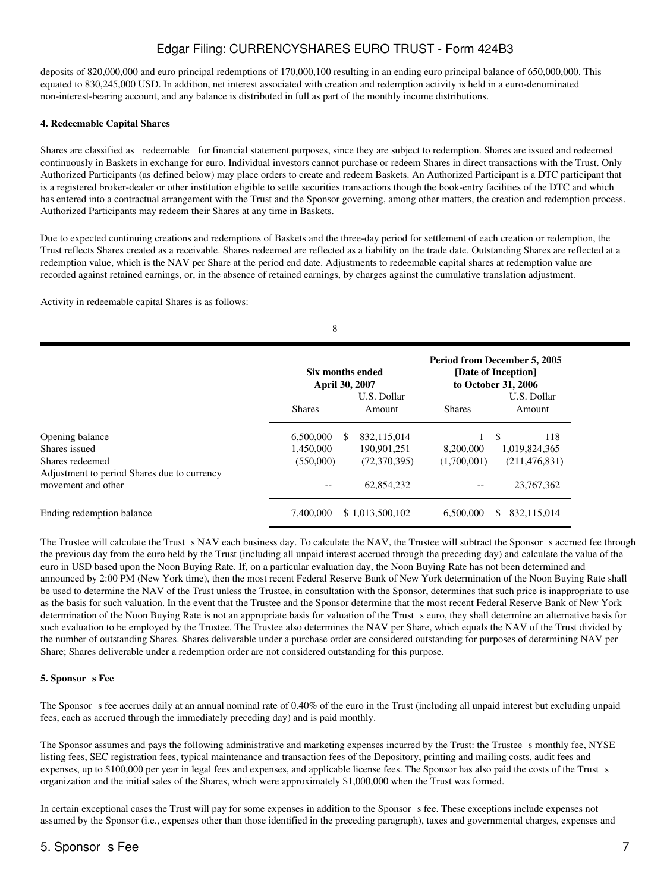deposits of 820,000,000 and euro principal redemptions of 170,000,100 resulting in an ending euro principal balance of 650,000,000. This equated to 830,245,000 USD. In addition, net interest associated with creation and redemption activity is held in a euro-denominated non-interest-bearing account, and any balance is distributed in full as part of the monthly income distributions.

#### 4. Redeemable Capital Shares

Shares are classified as redeemable for financial statement purposes, since they are subject to redemption. Shares are issued and redeemed continuously in Baskets in exchange for euro. Individual investors cannot purchase or redeem Shares in direct transactions with the Trust. Only Authorized Participants (as defined below) may place orders to create and redeem Baskets. An Authorized Participant is a DTC participant that is a registered broker-dealer or other institution eligible to settle securities transactions though the book-entry facilities of the DTC and which has entered into a contractual arrangement with the Trust and the Sponsor governing, among other matters, the creation and redemption process. Authorized Participants may redeem their Shares at any time in Baskets.

Due to expected continuing creations and redemptions of Baskets and the three-day period for settlement of each creation or redemption, the Trust reflects Shares created as a receivable. Shares redeemed are reflected as a liability on the trade date. Outstanding Shares are reflected at a redemption value, which is the NAV per Share at the period end date. Adjustments to redeemable capital shares at redemption value are recorded against retained earnings, or, in the absence of retained earnings, by charges against the cumulative translation adjustment.

Activity in redeemable capital Shares is as follows:

| | Six months ended April 30, 2007 | | Period from December 5, 2005 [Date of Inception] to October 31, 2006 | |
|---|---|---|---|---|
| | Shares | U.S. Dollar Amount | Shares | U.S. Dollar Amount |
| Opening balance | 6,500,000 | $ 832,115,014 | 1 | $ 118 |
| Shares issued | 1,450,000 | 190,901,251 | 8,200,000 | 1,019,824,365 |
| Shares redeemed | (550,000) | (72,370,395) | (1,700,001) | (211,476,831) |
| Adjustment to period Shares due to currency movement and other | -- | 62,854,232 | -- | 23,767,362 |
| Ending redemption balance | 7,400,000 | $ 1,013,500,102 | 6,500,000 | $ 832,115,014 |

The Trustee will calculate the Trust s NAV each business day. To calculate the NAV, the Trustee will subtract the Sponsor s accrued fee through the previous day from the euro held by the Trust (including all unpaid interest accrued through the preceding day) and calculate the value of the euro in USD based upon the Noon Buying Rate. If, on a particular evaluation day, the Noon Buying Rate has not been determined and announced by 2:00 PM (New York time), then the most recent Federal Reserve Bank of New York determination of the Noon Buying Rate shall be used to determine the NAV of the Trust unless the Trustee, in consultation with the Sponsor, determines that such price is inappropriate to use as the basis for such valuation. In the event that the Trustee and the Sponsor determine that the most recent Federal Reserve Bank of New York determination of the Noon Buying Rate is not an appropriate basis for valuation of the Trust s euro, they shall determine an alternative basis for such evaluation to be employed by the Trustee. The Trustee also determines the NAV per Share, which equals the NAV of the Trust divided by the number of outstanding Shares. Shares deliverable under a purchase order are considered outstanding for purposes of determining NAV per Share; Shares deliverable under a redemption order are not considered outstanding for this purpose.

#### 5. Sponsor s Fee

The Sponsor s fee accrues daily at an annual nominal rate of 0.40% of the euro in the Trust (including all unpaid interest but excluding unpaid fees, each as accrued through the immediately preceding day) and is paid monthly.

The Sponsor assumes and pays the following administrative and marketing expenses incurred by the Trust: the Trustee s monthly fee, NYSE listing fees, SEC registration fees, typical maintenance and transaction fees of the Depository, printing and mailing costs, audit fees and expenses, up to $100,000 per year in legal fees and expenses, and applicable license fees. The Sponsor has also paid the costs of the Trust s organization and the initial sales of the Shares, which were approximately $1,000,000 when the Trust was formed.

In certain exceptional cases the Trust will pay for some expenses in addition to the Sponsor s fee. These exceptions include expenses not assumed by the Sponsor (i.e., expenses other than those identified in the preceding paragraph), taxes and governmental charges, expenses and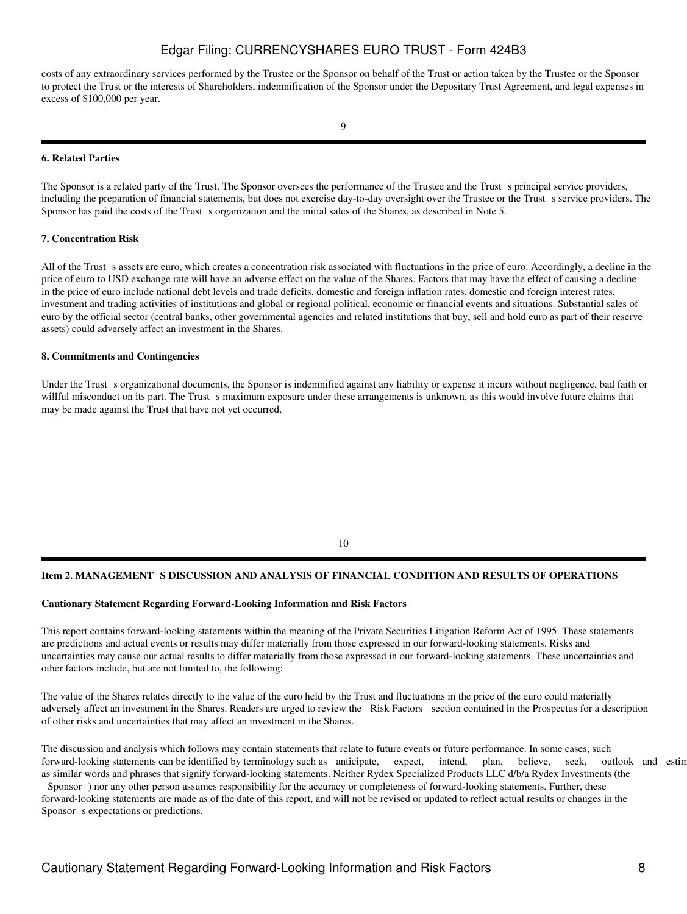costs of any extraordinary services performed by the Trustee or the Sponsor on behalf of the Trust or action taken by the Trustee or the Sponsor to protect the Trust or the interests of Shareholders, indemnification of the Sponsor under the Depositary Trust Agreement, and legal expenses in excess of $100,000 per year.

**6. Related Parties**

The Sponsor is a related party of the Trust. The Sponsor oversees the performance of the Trustee and the Trust s principal service providers, including the preparation of financial statements, but does not exercise day-to-day oversight over the Trustee or the Trust s service providers. The Sponsor has paid the costs of the Trust s organization and the initial sales of the Shares, as described in Note 5.

**7. Concentration Risk**

All of the Trust s assets are euro, which creates a concentration risk associated with fluctuations in the price of euro. Accordingly, a decline in the price of euro to USD exchange rate will have an adverse effect on the value of the Shares. Factors that may have the effect of causing a decline in the price of euro include national debt levels and trade deficits, domestic and foreign inflation rates, domestic and foreign interest rates, investment and trading activities of institutions and global or regional political, economic or financial events and situations. Substantial sales of euro by the official sector (central banks, other governmental agencies and related institutions that buy, sell and hold euro as part of their reserve assets) could adversely affect an investment in the Shares.

**8. Commitments and Contingencies**

Under the Trust s organizational documents, the Sponsor is indemnified against any liability or expense it incurs without negligence, bad faith or willful misconduct on its part. The Trust s maximum exposure under these arrangements is unknown, as this would involve future claims that may be made against the Trust that have not yet occurred.

**Item 2. MANAGEMENT S DISCUSSION AND ANALYSIS OF FINANCIAL CONDITION AND RESULTS OF OPERATIONS**

**Cautionary Statement Regarding Forward-Looking Information and Risk Factors**

This report contains forward-looking statements within the meaning of the Private Securities Litigation Reform Act of 1995. These statements are predictions and actual events or results may differ materially from those expressed in our forward-looking statements. Risks and uncertainties may cause our actual results to differ materially from those expressed in our forward-looking statements. These uncertainties and other factors include, but are not limited to, the following:

The value of the Shares relates directly to the value of the euro held by the Trust and fluctuations in the price of the euro could materially adversely affect an investment in the Shares. Readers are urged to review the Risk Factors section contained in the Prospectus for a description of other risks and uncertainties that may affect an investment in the Shares.

The discussion and analysis which follows may contain statements that relate to future events or future performance. In some cases, such forward-looking statements can be identified by terminology such as anticipate, expect, intend, plan, believe, seek, outlook and estim as similar words and phrases that signify forward-looking statements. Neither Rydex Specialized Products LLC d/b/a Rydex Investments (the Sponsor ) nor any other person assumes responsibility for the accuracy or completeness of forward-looking statements. Further, these forward-looking statements are made as of the date of this report, and will not be revised or updated to reflect actual results or changes in the Sponsor s expectations or predictions.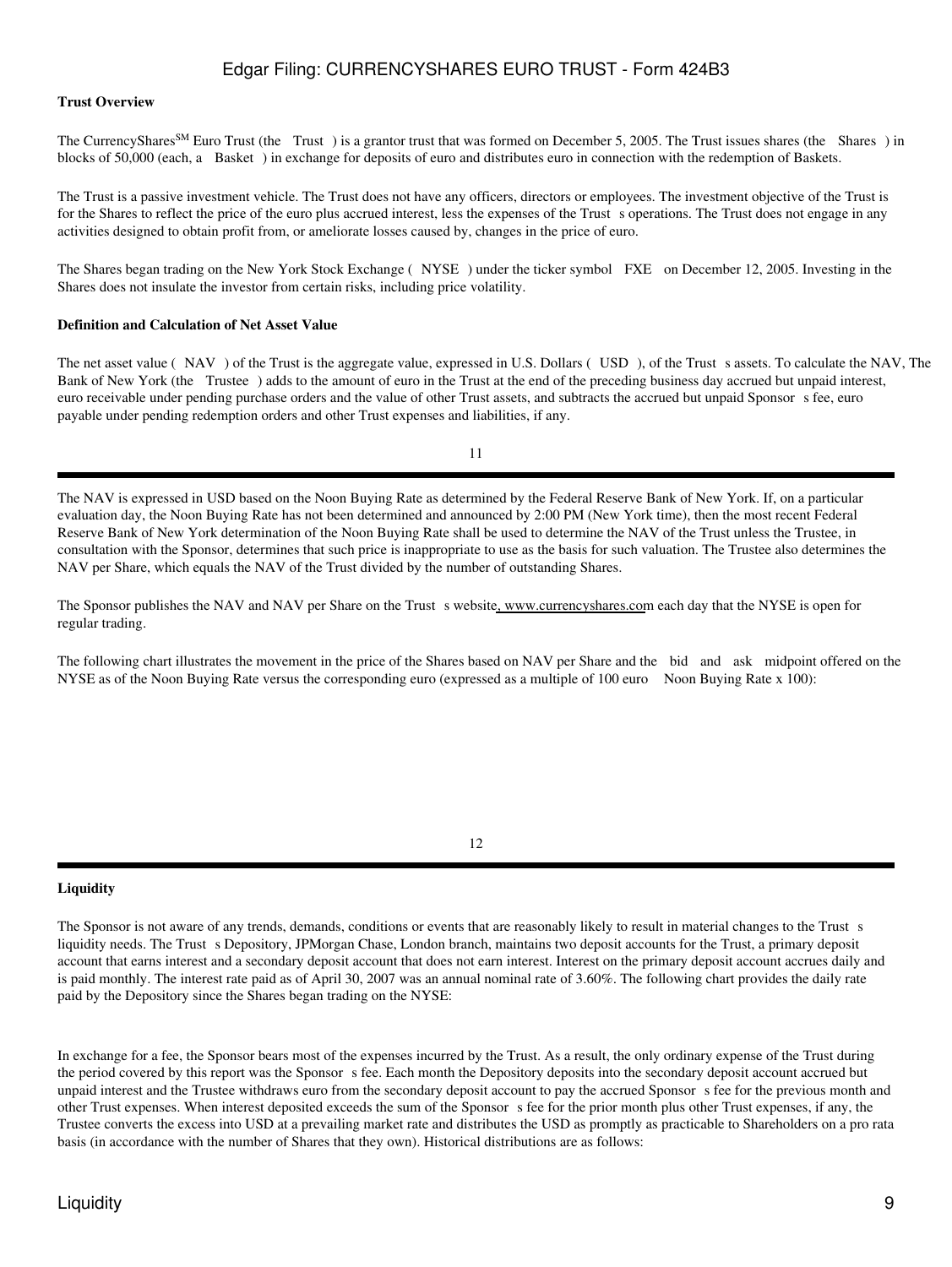**Trust Overview**

The CurrencySharesSM Euro Trust (the Trust ) is a grantor trust that was formed on December 5, 2005. The Trust issues shares (the Shares ) in blocks of 50,000 (each, a Basket ) in exchange for deposits of euro and distributes euro in connection with the redemption of Baskets.

The Trust is a passive investment vehicle. The Trust does not have any officers, directors or employees. The investment objective of the Trust is for the Shares to reflect the price of the euro plus accrued interest, less the expenses of the Trust s operations. The Trust does not engage in any activities designed to obtain profit from, or ameliorate losses caused by, changes in the price of euro.

The Shares began trading on the New York Stock Exchange ( NYSE ) under the ticker symbol FXE on December 12, 2005. Investing in the Shares does not insulate the investor from certain risks, including price volatility.

**Definition and Calculation of Net Asset Value**

The net asset value ( NAV ) of the Trust is the aggregate value, expressed in U.S. Dollars ( USD ), of the Trust s assets. To calculate the NAV, The Bank of New York (the Trustee ) adds to the amount of euro in the Trust at the end of the preceding business day accrued but unpaid interest, euro receivable under pending purchase orders and the value of other Trust assets, and subtracts the accrued but unpaid Sponsor s fee, euro payable under pending redemption orders and other Trust expenses and liabilities, if any.

The NAV is expressed in USD based on the Noon Buying Rate as determined by the Federal Reserve Bank of New York. If, on a particular evaluation day, the Noon Buying Rate has not been determined and announced by 2:00 PM (New York time), then the most recent Federal Reserve Bank of New York determination of the Noon Buying Rate shall be used to determine the NAV of the Trust unless the Trustee, in consultation with the Sponsor, determines that such price is inappropriate to use as the basis for such valuation. The Trustee also determines the NAV per Share, which equals the NAV of the Trust divided by the number of outstanding Shares.

The Sponsor publishes the NAV and NAV per Share on the Trust s website, www.currencyshares.com each day that the NYSE is open for regular trading.

The following chart illustrates the movement in the price of the Shares based on NAV per Share and the bid and ask midpoint offered on the NYSE as of the Noon Buying Rate versus the corresponding euro (expressed as a multiple of 100 euro Noon Buying Rate x 100):

**Liquidity**

The Sponsor is not aware of any trends, demands, conditions or events that are reasonably likely to result in material changes to the Trust s liquidity needs. The Trust s Depository, JPMorgan Chase, London branch, maintains two deposit accounts for the Trust, a primary deposit account that earns interest and a secondary deposit account that does not earn interest. Interest on the primary deposit account accrues daily and is paid monthly. The interest rate paid as of April 30, 2007 was an annual nominal rate of 3.60%. The following chart provides the daily rate paid by the Depository since the Shares began trading on the NYSE:

In exchange for a fee, the Sponsor bears most of the expenses incurred by the Trust. As a result, the only ordinary expense of the Trust during the period covered by this report was the Sponsor s fee. Each month the Depository deposits into the secondary deposit account accrued but unpaid interest and the Trustee withdraws euro from the secondary deposit account to pay the accrued Sponsor s fee for the previous month and other Trust expenses. When interest deposited exceeds the sum of the Sponsor s fee for the prior month plus other Trust expenses, if any, the Trustee converts the excess into USD at a prevailing market rate and distributes the USD as promptly as practicable to Shareholders on a pro rata basis (in accordance with the number of Shares that they own). Historical distributions are as follows: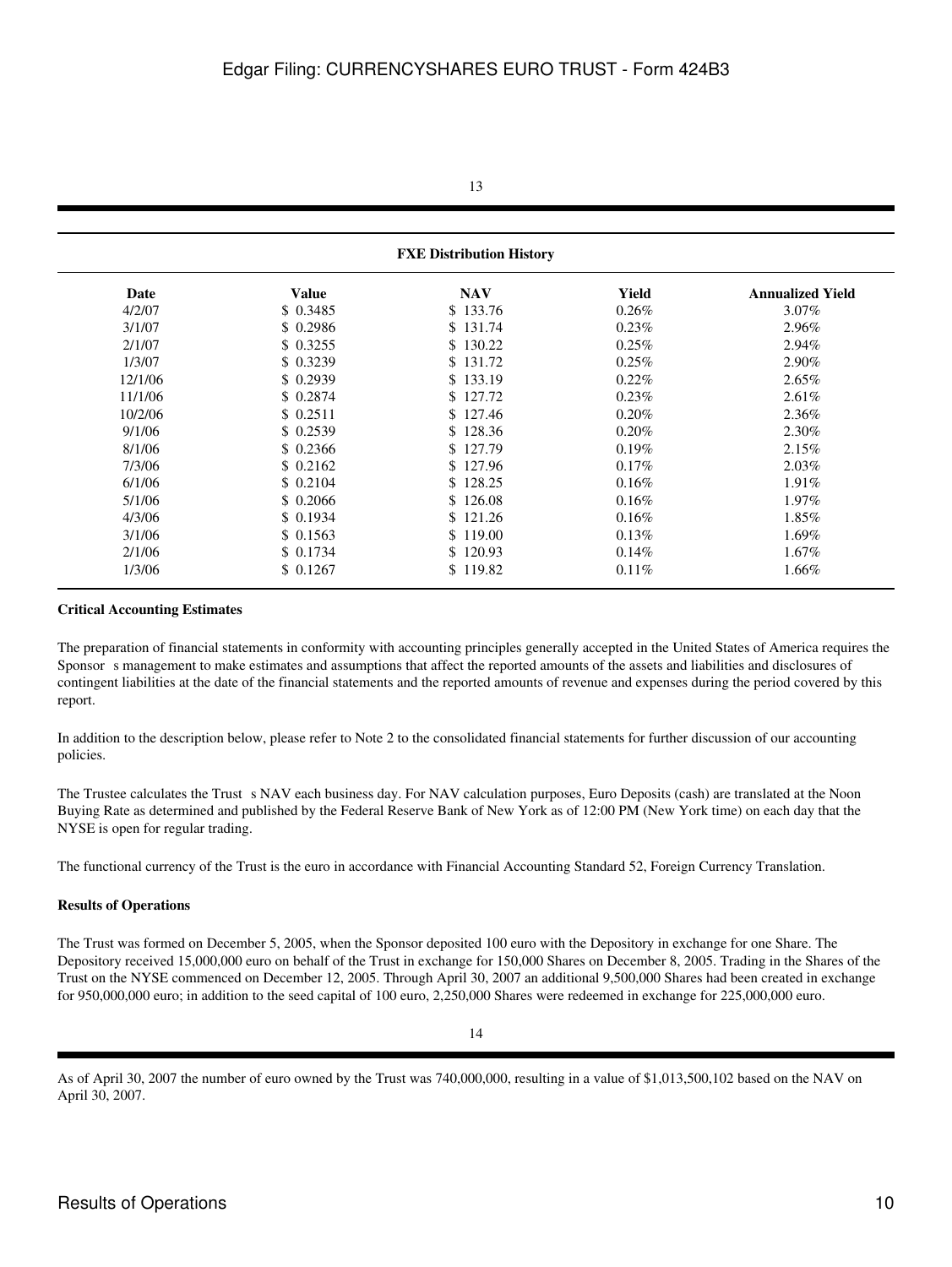**FXE Distribution History**

| Date | Value | NAV | Yield | Annualized Yield |
| --- | --- | --- | --- | --- |
| 4/2/07 | $ 0.3485 | $ 133.76 | 0.26% | 3.07% |
| 3/1/07 | $ 0.2986 | $ 131.74 | 0.23% | 2.96% |
| 2/1/07 | $ 0.3255 | $ 130.22 | 0.25% | 2.94% |
| 1/3/07 | $ 0.3239 | $ 131.72 | 0.25% | 2.90% |
| 12/1/06 | $ 0.2939 | $ 133.19 | 0.22% | 2.65% |
| 11/1/06 | $ 0.2874 | $ 127.72 | 0.23% | 2.61% |
| 10/2/06 | $ 0.2511 | $ 127.46 | 0.20% | 2.36% |
| 9/1/06 | $ 0.2539 | $ 128.36 | 0.20% | 2.30% |
| 8/1/06 | $ 0.2366 | $ 127.79 | 0.19% | 2.15% |
| 7/3/06 | $ 0.2162 | $ 127.96 | 0.17% | 2.03% |
| 6/1/06 | $ 0.2104 | $ 128.25 | 0.16% | 1.91% |
| 5/1/06 | $ 0.2066 | $ 126.08 | 0.16% | 1.97% |
| 4/3/06 | $ 0.1934 | $ 121.26 | 0.16% | 1.85% |
| 3/1/06 | $ 0.1563 | $ 119.00 | 0.13% | 1.69% |
| 2/1/06 | $ 0.1734 | $ 120.93 | 0.14% | 1.67% |
| 1/3/06 | $ 0.1267 | $ 119.82 | 0.11% | 1.66% |

**Critical Accounting Estimates**

The preparation of financial statements in conformity with accounting principles generally accepted in the United States of America requires the Sponsor s management to make estimates and assumptions that affect the reported amounts of the assets and liabilities and disclosures of contingent liabilities at the date of the financial statements and the reported amounts of revenue and expenses during the period covered by this report.

In addition to the description below, please refer to Note 2 to the consolidated financial statements for further discussion of our accounting policies.

The Trustee calculates the Trust s NAV each business day. For NAV calculation purposes, Euro Deposits (cash) are translated at the Noon Buying Rate as determined and published by the Federal Reserve Bank of New York as of 12:00 PM (New York time) on each day that the NYSE is open for regular trading.

The functional currency of the Trust is the euro in accordance with Financial Accounting Standard 52, Foreign Currency Translation.

**Results of Operations**

The Trust was formed on December 5, 2005, when the Sponsor deposited 100 euro with the Depository in exchange for one Share. The Depository received 15,000,000 euro on behalf of the Trust in exchange for 150,000 Shares on December 8, 2005. Trading in the Shares of the Trust on the NYSE commenced on December 12, 2005. Through April 30, 2007 an additional 9,500,000 Shares had been created in exchange for 950,000,000 euro; in addition to the seed capital of 100 euro, 2,250,000 Shares were redeemed in exchange for 225,000,000 euro.

As of April 30, 2007 the number of euro owned by the Trust was 740,000,000, resulting in a value of $1,013,500,102 based on the NAV on April 30, 2007.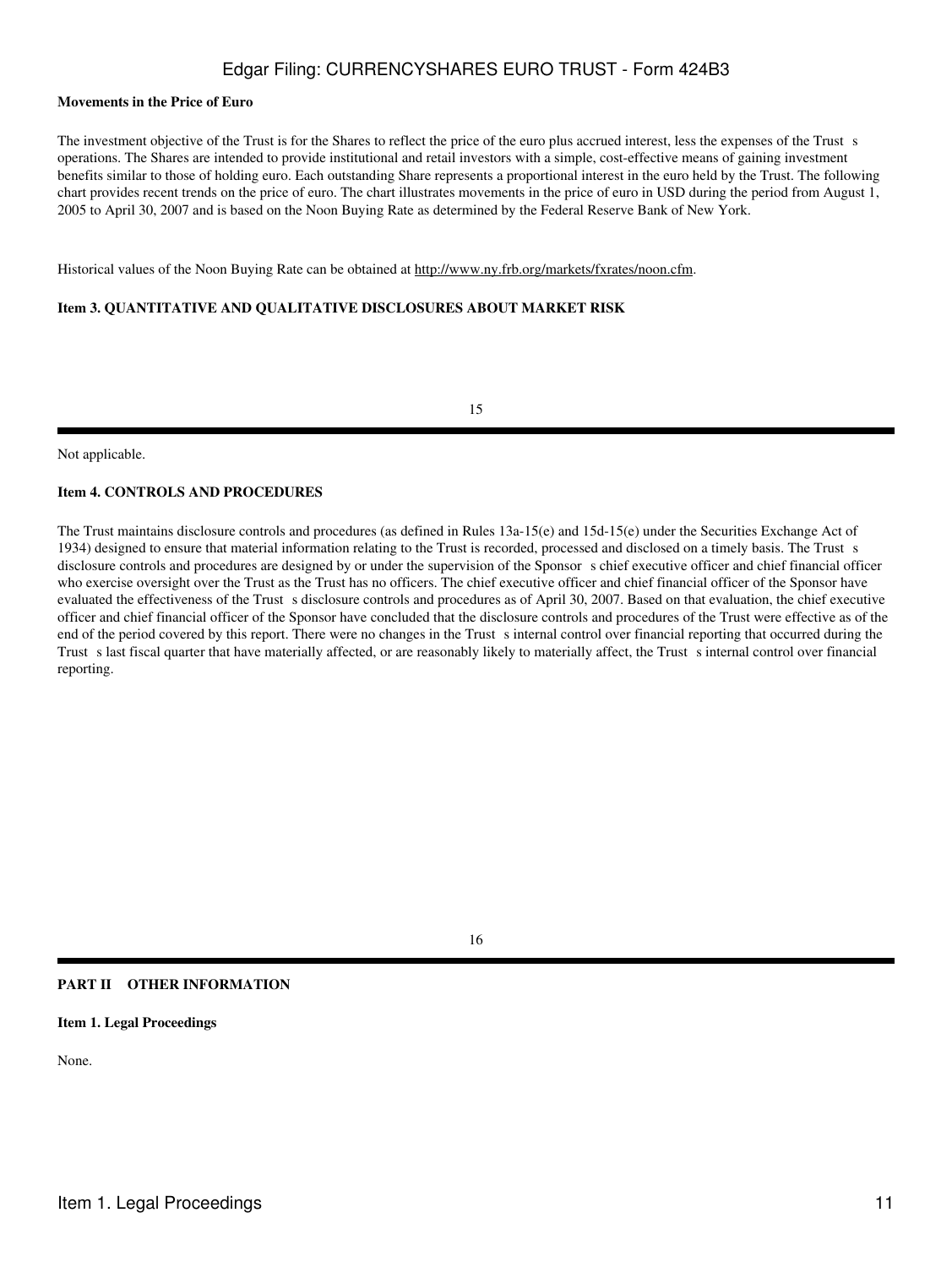**Movements in the Price of Euro**

The investment objective of the Trust is for the Shares to reflect the price of the euro plus accrued interest, less the expenses of the Trust s operations. The Shares are intended to provide institutional and retail investors with a simple, cost-effective means of gaining investment benefits similar to those of holding euro. Each outstanding Share represents a proportional interest in the euro held by the Trust. The following chart provides recent trends on the price of euro. The chart illustrates movements in the price of euro in USD during the period from August 1, 2005 to April 30, 2007 and is based on the Noon Buying Rate as determined by the Federal Reserve Bank of New York.

Historical values of the Noon Buying Rate can be obtained at http://www.ny.frb.org/markets/fxrates/noon.cfm.

**Item 3. QUANTITATIVE AND QUALITATIVE DISCLOSURES ABOUT MARKET RISK**

Not applicable.

**Item 4. CONTROLS AND PROCEDURES**

The Trust maintains disclosure controls and procedures (as defined in Rules 13a-15(e) and 15d-15(e) under the Securities Exchange Act of 1934) designed to ensure that material information relating to the Trust is recorded, processed and disclosed on a timely basis. The Trust s disclosure controls and procedures are designed by or under the supervision of the Sponsor s chief executive officer and chief financial officer who exercise oversight over the Trust as the Trust has no officers. The chief executive officer and chief financial officer of the Sponsor have evaluated the effectiveness of the Trust s disclosure controls and procedures as of April 30, 2007. Based on that evaluation, the chief executive officer and chief financial officer of the Sponsor have concluded that the disclosure controls and procedures of the Trust were effective as of the end of the period covered by this report. There were no changes in the Trust s internal control over financial reporting that occurred during the Trust s last fiscal quarter that have materially affected, or are reasonably likely to materially affect, the Trust s internal control over financial reporting.

**PART II OTHER INFORMATION**

**Item 1. Legal Proceedings**

None.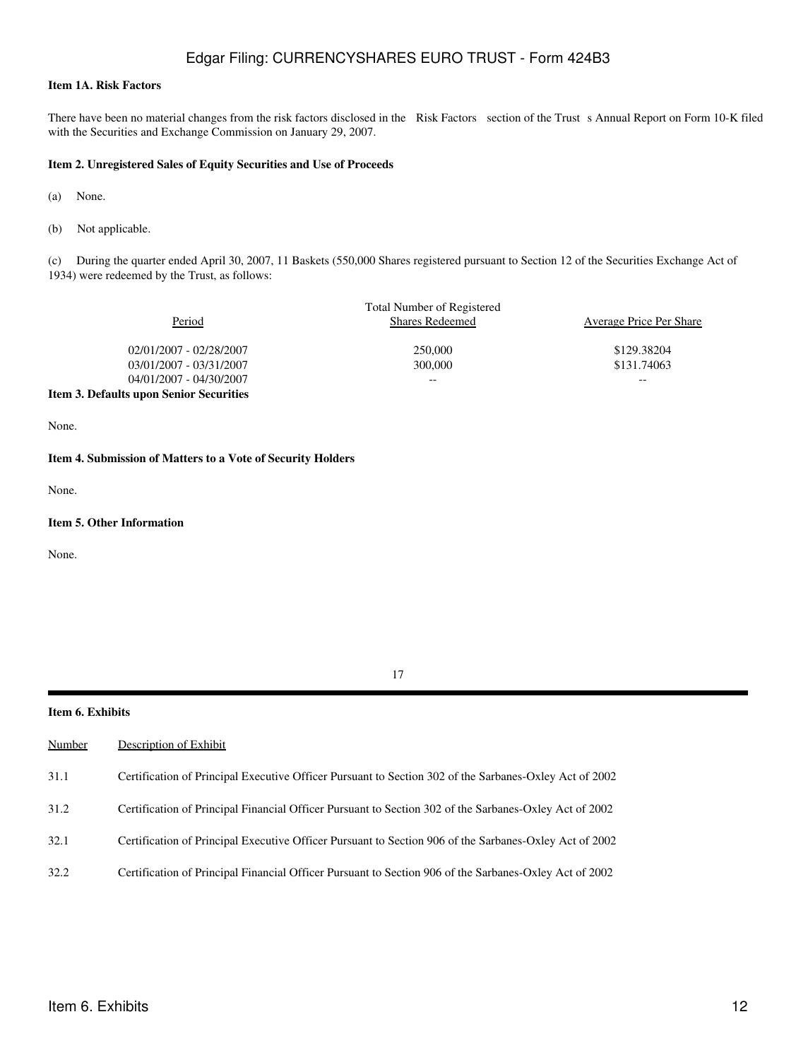**Item 1A. Risk Factors**

There have been no material changes from the risk factors disclosed in the Risk Factors section of the Trust s Annual Report on Form 10-K filed with the Securities and Exchange Commission on January 29, 2007.

**Item 2. Unregistered Sales of Equity Securities and Use of Proceeds**

(a) None.

(b) Not applicable.

(c) During the quarter ended April 30, 2007, 11 Baskets (550,000 Shares registered pursuant to Section 12 of the Securities Exchange Act of 1934) were redeemed by the Trust, as follows:

| Period | Total Number of Registered Shares Redeemed | Average Price Per Share |
|---|---|---|
| 02/01/2007 - 02/28/2007 | 250,000 | $129.38204 |
| 03/01/2007 - 03/31/2007 | 300,000 | $131.74063 |
| 04/01/2007 - 04/30/2007 | -- | -- |

**Item 3. Defaults upon Senior Securities**

None.

**Item 4. Submission of Matters to a Vote of Security Holders**

None.

**Item 5. Other Information**

None.

**Item 6. Exhibits**

| Number | Description of Exhibit |
|---|---|
| 31.1 | Certification of Principal Executive Officer Pursuant to Section 302 of the Sarbanes-Oxley Act of 2002 |
| 31.2 | Certification of Principal Financial Officer Pursuant to Section 302 of the Sarbanes-Oxley Act of 2002 |
| 32.1 | Certification of Principal Executive Officer Pursuant to Section 906 of the Sarbanes-Oxley Act of 2002 |
| 32.2 | Certification of Principal Financial Officer Pursuant to Section 906 of the Sarbanes-Oxley Act of 2002 |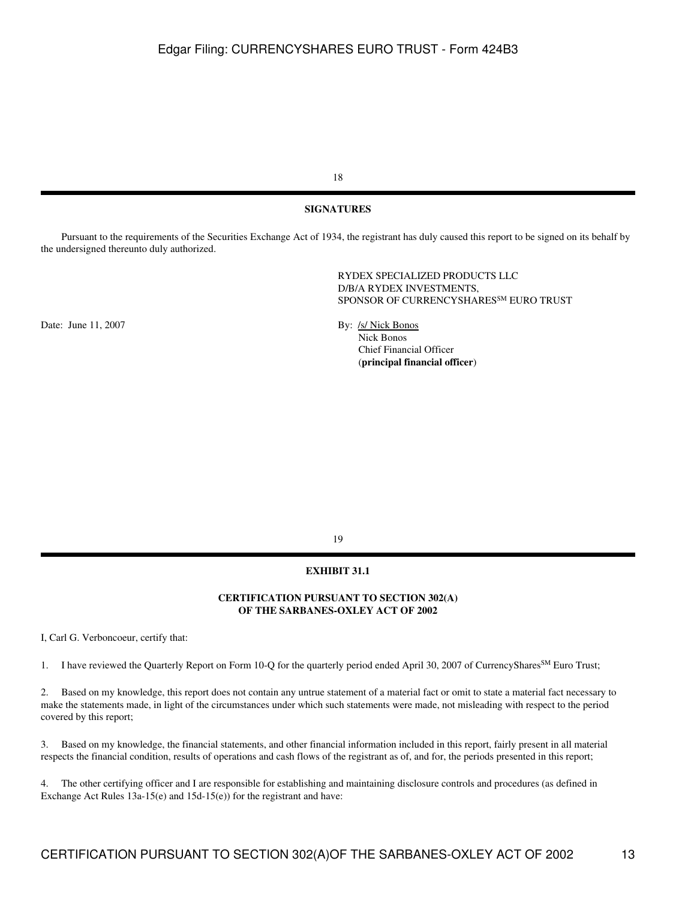## SIGNATURES

Pursuant to the requirements of the Securities Exchange Act of 1934, the registrant has duly caused this report to be signed on its behalf by the undersigned thereunto duly authorized.

RYDEX SPECIALIZED PRODUCTS LLC
D/B/A RYDEX INVESTMENTS,
SPONSOR OF CURRENCYSHARES[SM] EURO TRUST

Date: June 11, 2007

By: /s/ Nick Bonos
Nick Bonos
Chief Financial Officer
(**principal financial officer**)

## EXHIBIT 31.1

### CERTIFICATION PURSUANT TO SECTION 302(A) OF THE SARBANES-OXLEY ACT OF 2002

I, Carl G. Verboncoeur, certify that:

1. I have reviewed the Quarterly Report on Form 10-Q for the quarterly period ended April 30, 2007 of CurrencyShares[SM] Euro Trust;

2. Based on my knowledge, this report does not contain any untrue statement of a material fact or omit to state a material fact necessary to make the statements made, in light of the circumstances under which such statements were made, not misleading with respect to the period covered by this report;

3. Based on my knowledge, the financial statements, and other financial information included in this report, fairly present in all material respects the financial condition, results of operations and cash flows of the registrant as of, and for, the periods presented in this report;

4. The other certifying officer and I are responsible for establishing and maintaining disclosure controls and procedures (as defined in Exchange Act Rules 13a-15(e) and 15d-15(e)) for the registrant and have: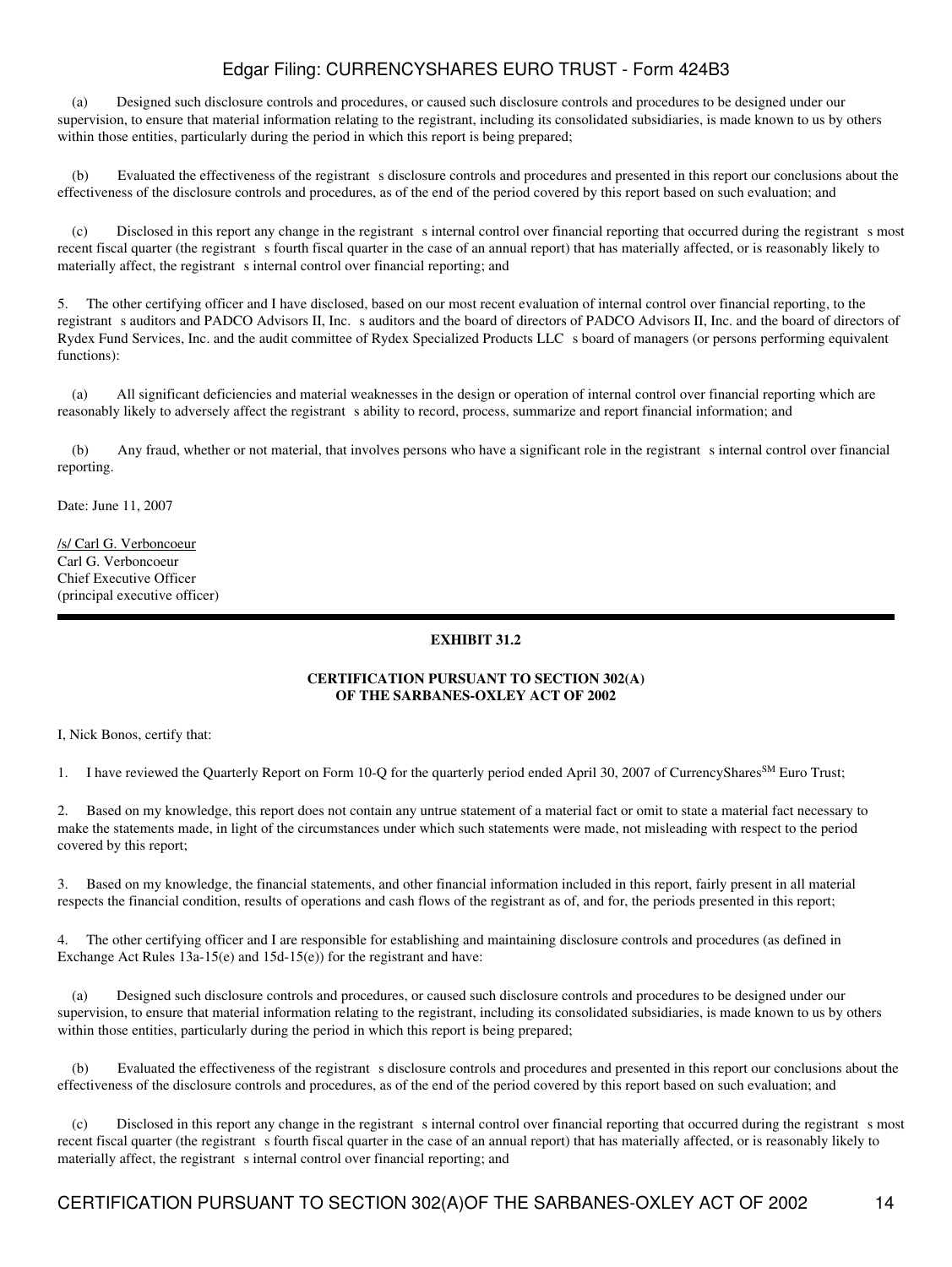(a) Designed such disclosure controls and procedures, or caused such disclosure controls and procedures to be designed under our supervision, to ensure that material information relating to the registrant, including its consolidated subsidiaries, is made known to us by others within those entities, particularly during the period in which this report is being prepared;

(b) Evaluated the effectiveness of the registrant s disclosure controls and procedures and presented in this report our conclusions about the effectiveness of the disclosure controls and procedures, as of the end of the period covered by this report based on such evaluation; and

(c) Disclosed in this report any change in the registrant s internal control over financial reporting that occurred during the registrant s most recent fiscal quarter (the registrant s fourth fiscal quarter in the case of an annual report) that has materially affected, or is reasonably likely to materially affect, the registrant s internal control over financial reporting; and

5. The other certifying officer and I have disclosed, based on our most recent evaluation of internal control over financial reporting, to the registrant s auditors and PADCO Advisors II, Inc. s auditors and the board of directors of PADCO Advisors II, Inc. and the board of directors of Rydex Fund Services, Inc. and the audit committee of Rydex Specialized Products LLC s board of managers (or persons performing equivalent functions):

(a) All significant deficiencies and material weaknesses in the design or operation of internal control over financial reporting which are reasonably likely to adversely affect the registrant s ability to record, process, summarize and report financial information; and

(b) Any fraud, whether or not material, that involves persons who have a significant role in the registrant s internal control over financial reporting.

Date: June 11, 2007

/s/ Carl G. Verboncoeur
Carl G. Verboncoeur
Chief Executive Officer
(principal executive officer)

---

**EXHIBIT 31.2**

**CERTIFICATION PURSUANT TO SECTION 302(A)
OF THE SARBANES-OXLEY ACT OF 2002**

I, Nick Bonos, certify that:

1. I have reviewed the Quarterly Report on Form 10-Q for the quarterly period ended April 30, 2007 of CurrencyShares[SM] Euro Trust;

2. Based on my knowledge, this report does not contain any untrue statement of a material fact or omit to state a material fact necessary to make the statements made, in light of the circumstances under which such statements were made, not misleading with respect to the period covered by this report;

3. Based on my knowledge, the financial statements, and other financial information included in this report, fairly present in all material respects the financial condition, results of operations and cash flows of the registrant as of, and for, the periods presented in this report;

4. The other certifying officer and I are responsible for establishing and maintaining disclosure controls and procedures (as defined in Exchange Act Rules 13a-15(e) and 15d-15(e)) for the registrant and have:

(a) Designed such disclosure controls and procedures, or caused such disclosure controls and procedures to be designed under our supervision, to ensure that material information relating to the registrant, including its consolidated subsidiaries, is made known to us by others within those entities, particularly during the period in which this report is being prepared;

(b) Evaluated the effectiveness of the registrant s disclosure controls and procedures and presented in this report our conclusions about the effectiveness of the disclosure controls and procedures, as of the end of the period covered by this report based on such evaluation; and

(c) Disclosed in this report any change in the registrant s internal control over financial reporting that occurred during the registrant s most recent fiscal quarter (the registrant s fourth fiscal quarter in the case of an annual report) that has materially affected, or is reasonably likely to materially affect, the registrant s internal control over financial reporting; and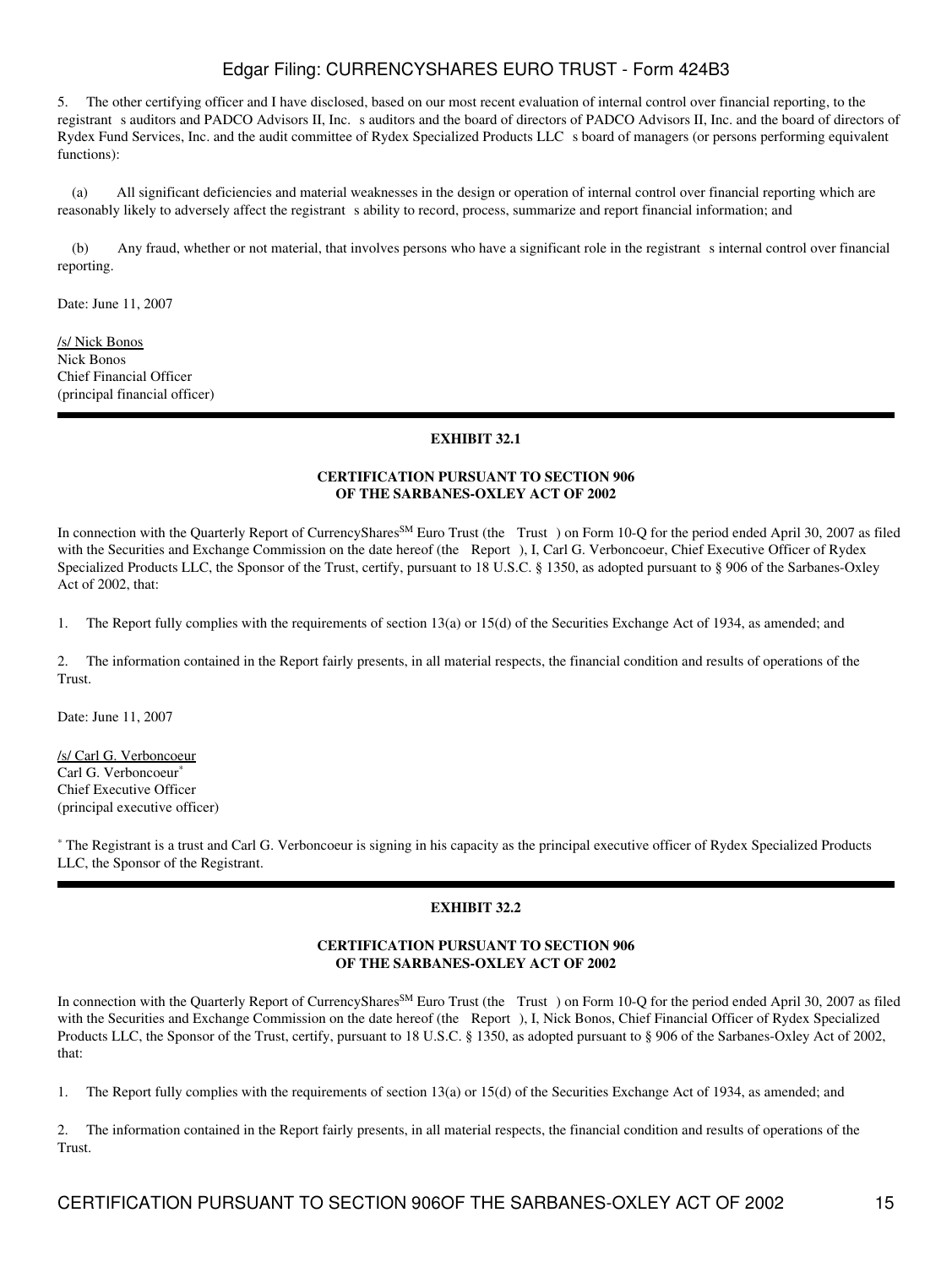5. The other certifying officer and I have disclosed, based on our most recent evaluation of internal control over financial reporting, to the registrant s auditors and PADCO Advisors II, Inc. s auditors and the board of directors of PADCO Advisors II, Inc. and the board of directors of Rydex Fund Services, Inc. and the audit committee of Rydex Specialized Products LLC s board of managers (or persons performing equivalent functions):

(a) All significant deficiencies and material weaknesses in the design or operation of internal control over financial reporting which are reasonably likely to adversely affect the registrant s ability to record, process, summarize and report financial information; and

(b) Any fraud, whether or not material, that involves persons who have a significant role in the registrant s internal control over financial reporting.

Date: June 11, 2007

/s/ Nick Bonos
Nick Bonos
Chief Financial Officer
(principal financial officer)

---

**EXHIBIT 32.1**

**CERTIFICATION PURSUANT TO SECTION 906
OF THE SARBANES-OXLEY ACT OF 2002**

In connection with the Quarterly Report of CurrencyShares[SM] Euro Trust (the Trust ) on Form 10-Q for the period ended April 30, 2007 as filed with the Securities and Exchange Commission on the date hereof (the Report ), I, Carl G. Verboncoeur, Chief Executive Officer of Rydex Specialized Products LLC, the Sponsor of the Trust, certify, pursuant to 18 U.S.C. § 1350, as adopted pursuant to § 906 of the Sarbanes-Oxley Act of 2002, that:

1. The Report fully complies with the requirements of section 13(a) or 15(d) of the Securities Exchange Act of 1934, as amended; and

2. The information contained in the Report fairly presents, in all material respects, the financial condition and results of operations of the Trust.

Date: June 11, 2007

/s/ Carl G. Verboncoeur
Carl G. Verboncoeur[*]
Chief Executive Officer
(principal executive officer)

[*] The Registrant is a trust and Carl G. Verboncoeur is signing in his capacity as the principal executive officer of Rydex Specialized Products LLC, the Sponsor of the Registrant.

---

**EXHIBIT 32.2**

**CERTIFICATION PURSUANT TO SECTION 906
OF THE SARBANES-OXLEY ACT OF 2002**

In connection with the Quarterly Report of CurrencyShares[SM] Euro Trust (the Trust ) on Form 10-Q for the period ended April 30, 2007 as filed with the Securities and Exchange Commission on the date hereof (the Report ), I, Nick Bonos, Chief Financial Officer of Rydex Specialized Products LLC, the Sponsor of the Trust, certify, pursuant to 18 U.S.C. § 1350, as adopted pursuant to § 906 of the Sarbanes-Oxley Act of 2002, that:

1. The Report fully complies with the requirements of section 13(a) or 15(d) of the Securities Exchange Act of 1934, as amended; and

2. The information contained in the Report fairly presents, in all material respects, the financial condition and results of operations of the Trust.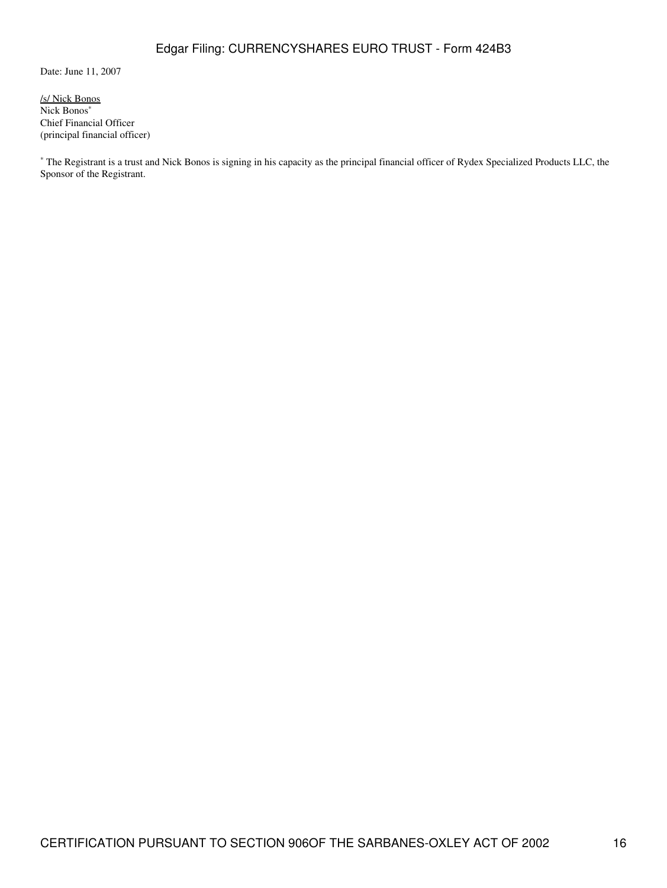Date: June 11, 2007

/s/ Nick Bonos
Nick Bonos*
Chief Financial Officer
(principal financial officer)

* The Registrant is a trust and Nick Bonos is signing in his capacity as the principal financial officer of Rydex Specialized Products LLC, the Sponsor of the Registrant.